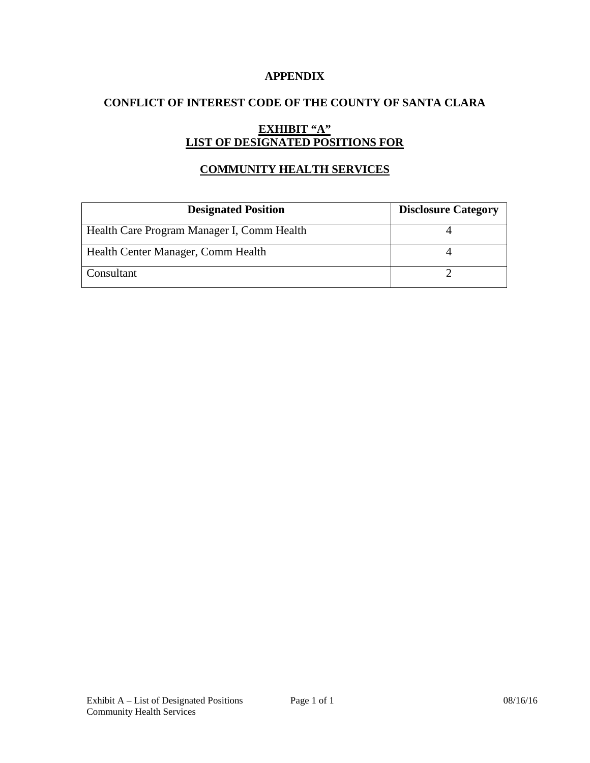# APPENDIX

## CONFLICT OF INTEREST CODE OF THE COUNTY OF SANTA CLARA

## EXHIBIT "A"
## LIST OF DESIGNATED POSITIONS FOR

## COMMUNITY HEALTH SERVICES

| Designated Position | Disclosure Category |
|---|---|
| Health Care Program Manager I, Comm Health | 4 |
| Health Center Manager, Comm Health | 4 |
| Consultant | 2 |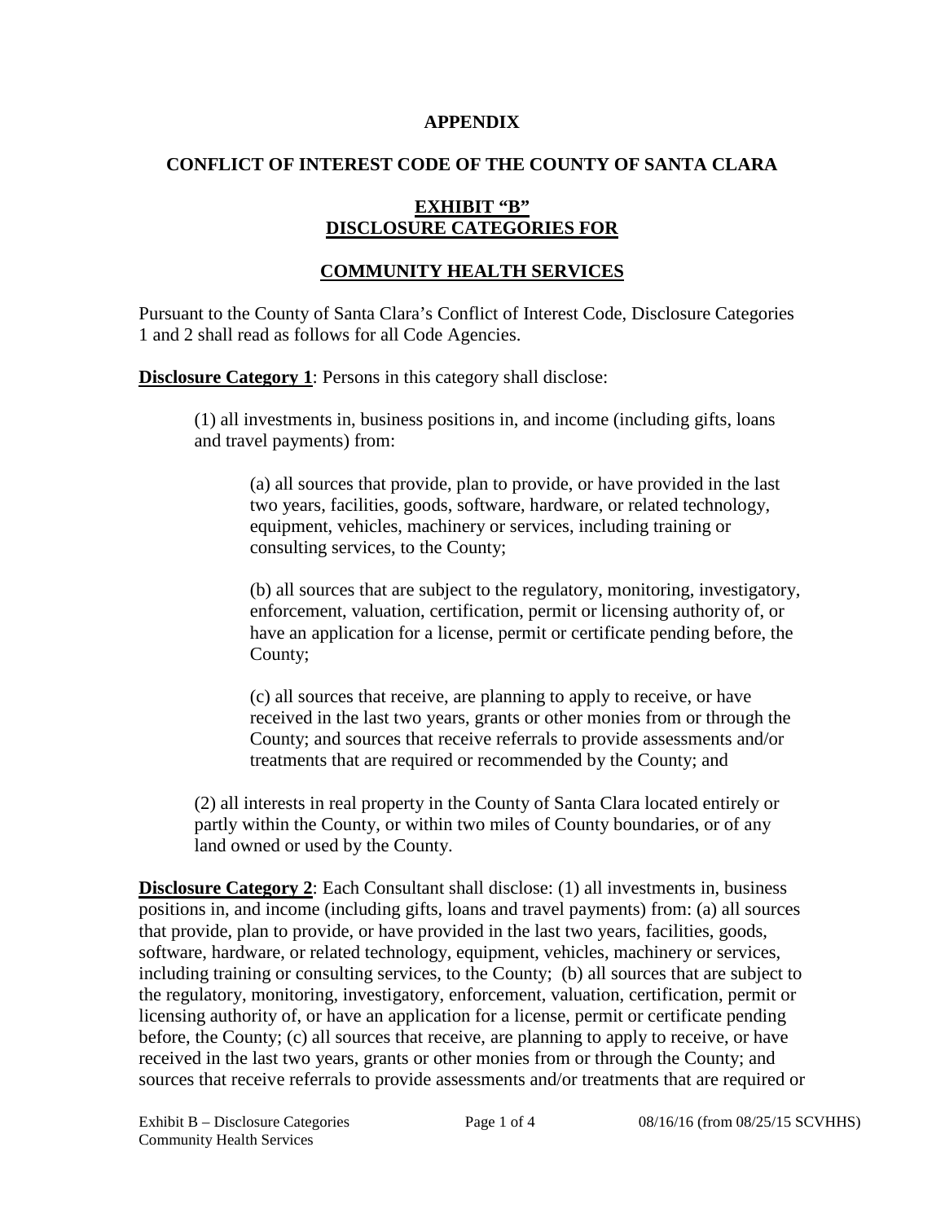**APPENDIX**

**CONFLICT OF INTEREST CODE OF THE COUNTY OF SANTA CLARA**

**EXHIBIT "B"**
**DISCLOSURE CATEGORIES FOR**

**COMMUNITY HEALTH SERVICES**

Pursuant to the County of Santa Clara's Conflict of Interest Code, Disclosure Categories 1 and 2 shall read as follows for all Code Agencies.

**Disclosure Category 1**: Persons in this category shall disclose:

> (1) all investments in, business positions in, and income (including gifts, loans and travel payments) from:
>
> > (a) all sources that provide, plan to provide, or have provided in the last two years, facilities, goods, software, hardware, or related technology, equipment, vehicles, machinery or services, including training or consulting services, to the County;
> >
> > (b) all sources that are subject to the regulatory, monitoring, investigatory, enforcement, valuation, certification, permit or licensing authority of, or have an application for a license, permit or certificate pending before, the County;
> >
> > (c) all sources that receive, are planning to apply to receive, or have received in the last two years, grants or other monies from or through the County; and sources that receive referrals to provide assessments and/or treatments that are required or recommended by the County; and
>
> (2) all interests in real property in the County of Santa Clara located entirely or partly within the County, or within two miles of County boundaries, or of any land owned or used by the County.

**Disclosure Category 2**: Each Consultant shall disclose: (1) all investments in, business positions in, and income (including gifts, loans and travel payments) from: (a) all sources that provide, plan to provide, or have provided in the last two years, facilities, goods, software, hardware, or related technology, equipment, vehicles, machinery or services, including training or consulting services, to the County; (b) all sources that are subject to the regulatory, monitoring, investigatory, enforcement, valuation, certification, permit or licensing authority of, or have an application for a license, permit or certificate pending before, the County; (c) all sources that receive, are planning to apply to receive, or have received in the last two years, grants or other monies from or through the County; and sources that receive referrals to provide assessments and/or treatments that are required or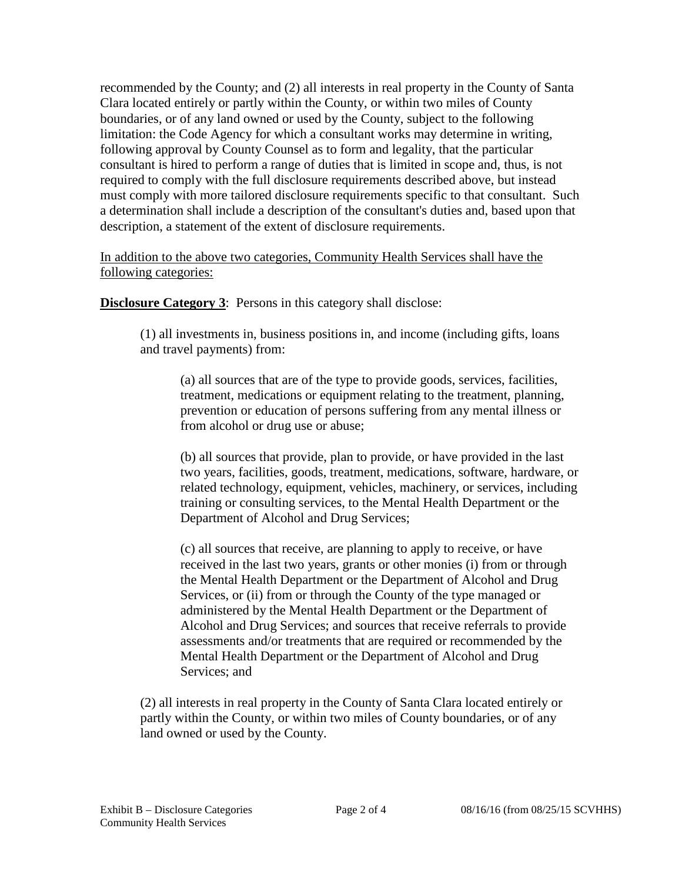recommended by the County; and (2) all interests in real property in the County of Santa Clara located entirely or partly within the County, or within two miles of County boundaries, or of any land owned or used by the County, subject to the following limitation: the Code Agency for which a consultant works may determine in writing, following approval by County Counsel as to form and legality, that the particular consultant is hired to perform a range of duties that is limited in scope and, thus, is not required to comply with the full disclosure requirements described above, but instead must comply with more tailored disclosure requirements specific to that consultant. Such a determination shall include a description of the consultant's duties and, based upon that description, a statement of the extent of disclosure requirements.

<u>In addition to the above two categories, Community Health Services shall have the following categories:</u>

**<u>Disclosure Category 3</u>**: Persons in this category shall disclose:

(1) all investments in, business positions in, and income (including gifts, loans and travel payments) from:

(a) all sources that are of the type to provide goods, services, facilities, treatment, medications or equipment relating to the treatment, planning, prevention or education of persons suffering from any mental illness or from alcohol or drug use or abuse;

(b) all sources that provide, plan to provide, or have provided in the last two years, facilities, goods, treatment, medications, software, hardware, or related technology, equipment, vehicles, machinery, or services, including training or consulting services, to the Mental Health Department or the Department of Alcohol and Drug Services;

(c) all sources that receive, are planning to apply to receive, or have received in the last two years, grants or other monies (i) from or through the Mental Health Department or the Department of Alcohol and Drug Services, or (ii) from or through the County of the type managed or administered by the Mental Health Department or the Department of Alcohol and Drug Services; and sources that receive referrals to provide assessments and/or treatments that are required or recommended by the Mental Health Department or the Department of Alcohol and Drug Services; and

(2) all interests in real property in the County of Santa Clara located entirely or partly within the County, or within two miles of County boundaries, or of any land owned or used by the County.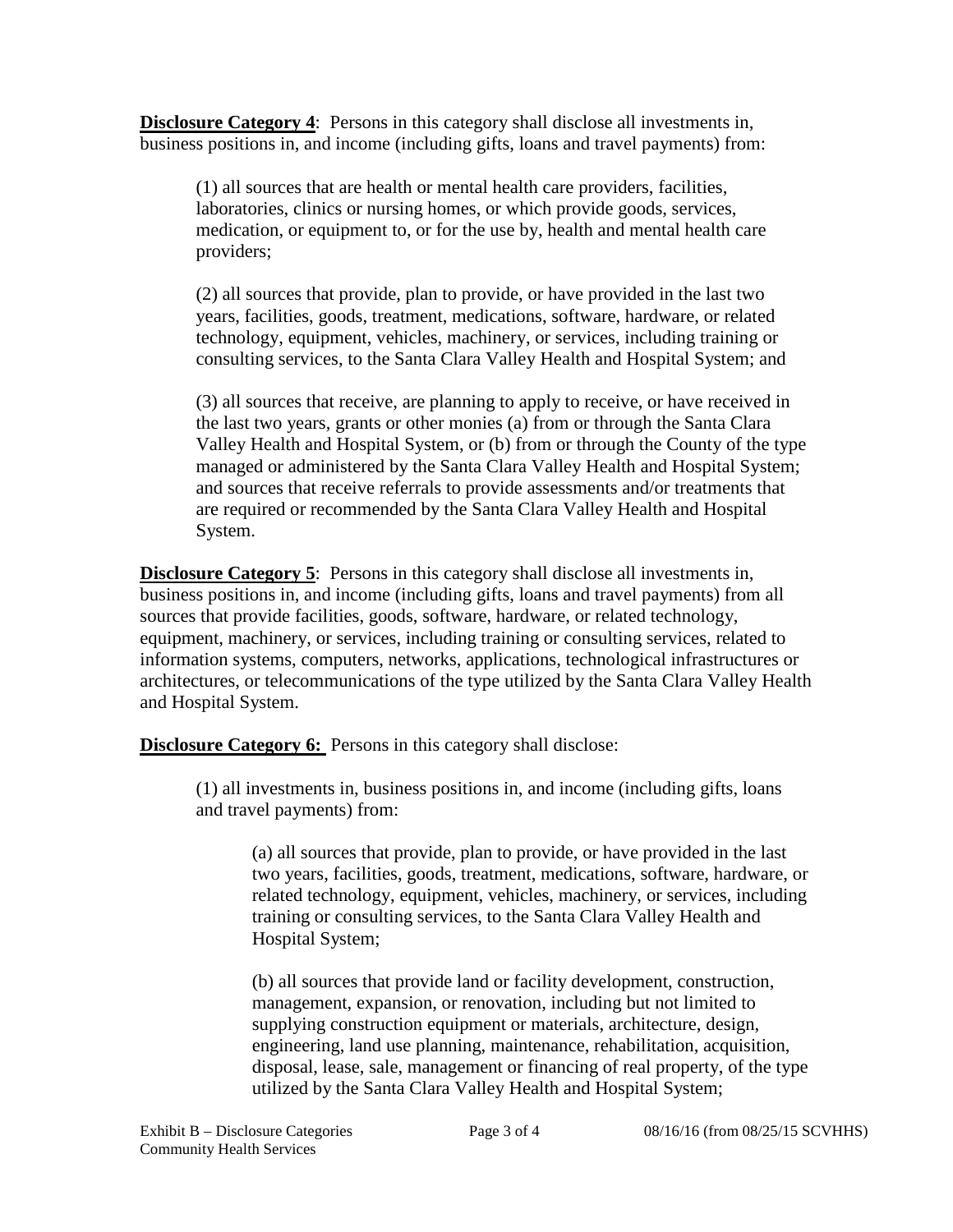**Disclosure Category 4**: Persons in this category shall disclose all investments in, business positions in, and income (including gifts, loans and travel payments) from:

(1) all sources that are health or mental health care providers, facilities, laboratories, clinics or nursing homes, or which provide goods, services, medication, or equipment to, or for the use by, health and mental health care providers;

(2) all sources that provide, plan to provide, or have provided in the last two years, facilities, goods, treatment, medications, software, hardware, or related technology, equipment, vehicles, machinery, or services, including training or consulting services, to the Santa Clara Valley Health and Hospital System; and

(3) all sources that receive, are planning to apply to receive, or have received in the last two years, grants or other monies (a) from or through the Santa Clara Valley Health and Hospital System, or (b) from or through the County of the type managed or administered by the Santa Clara Valley Health and Hospital System; and sources that receive referrals to provide assessments and/or treatments that are required or recommended by the Santa Clara Valley Health and Hospital System.

**Disclosure Category 5**: Persons in this category shall disclose all investments in, business positions in, and income (including gifts, loans and travel payments) from all sources that provide facilities, goods, software, hardware, or related technology, equipment, machinery, or services, including training or consulting services, related to information systems, computers, networks, applications, technological infrastructures or architectures, or telecommunications of the type utilized by the Santa Clara Valley Health and Hospital System.

**Disclosure Category 6:** Persons in this category shall disclose:

(1) all investments in, business positions in, and income (including gifts, loans and travel payments) from:

(a) all sources that provide, plan to provide, or have provided in the last two years, facilities, goods, treatment, medications, software, hardware, or related technology, equipment, vehicles, machinery, or services, including training or consulting services, to the Santa Clara Valley Health and Hospital System;

(b) all sources that provide land or facility development, construction, management, expansion, or renovation, including but not limited to supplying construction equipment or materials, architecture, design, engineering, land use planning, maintenance, rehabilitation, acquisition, disposal, lease, sale, management or financing of real property, of the type utilized by the Santa Clara Valley Health and Hospital System;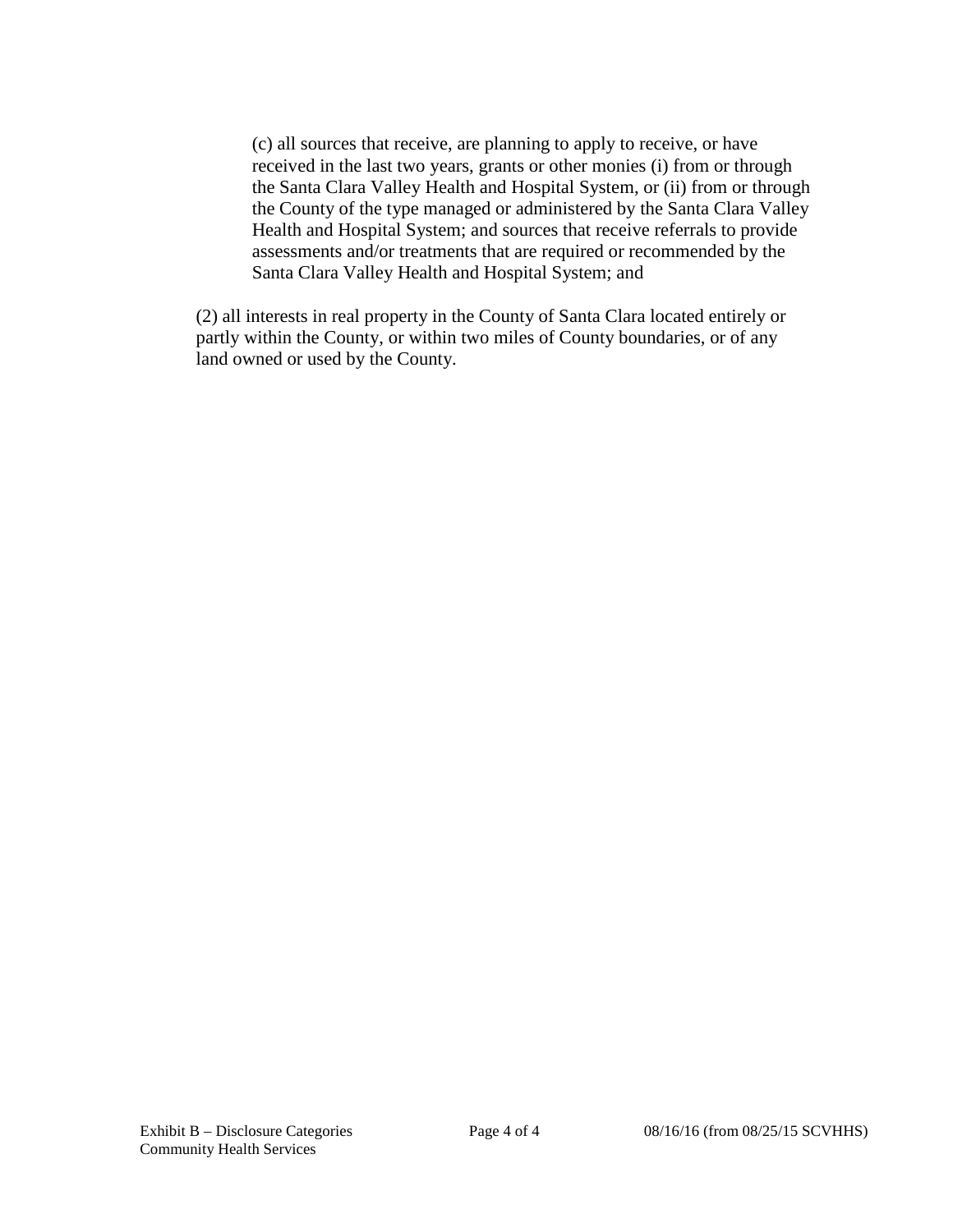(c) all sources that receive, are planning to apply to receive, or have received in the last two years, grants or other monies (i) from or through the Santa Clara Valley Health and Hospital System, or (ii) from or through the County of the type managed or administered by the Santa Clara Valley Health and Hospital System; and sources that receive referrals to provide assessments and/or treatments that are required or recommended by the Santa Clara Valley Health and Hospital System; and

(2) all interests in real property in the County of Santa Clara located entirely or partly within the County, or within two miles of County boundaries, or of any land owned or used by the County.